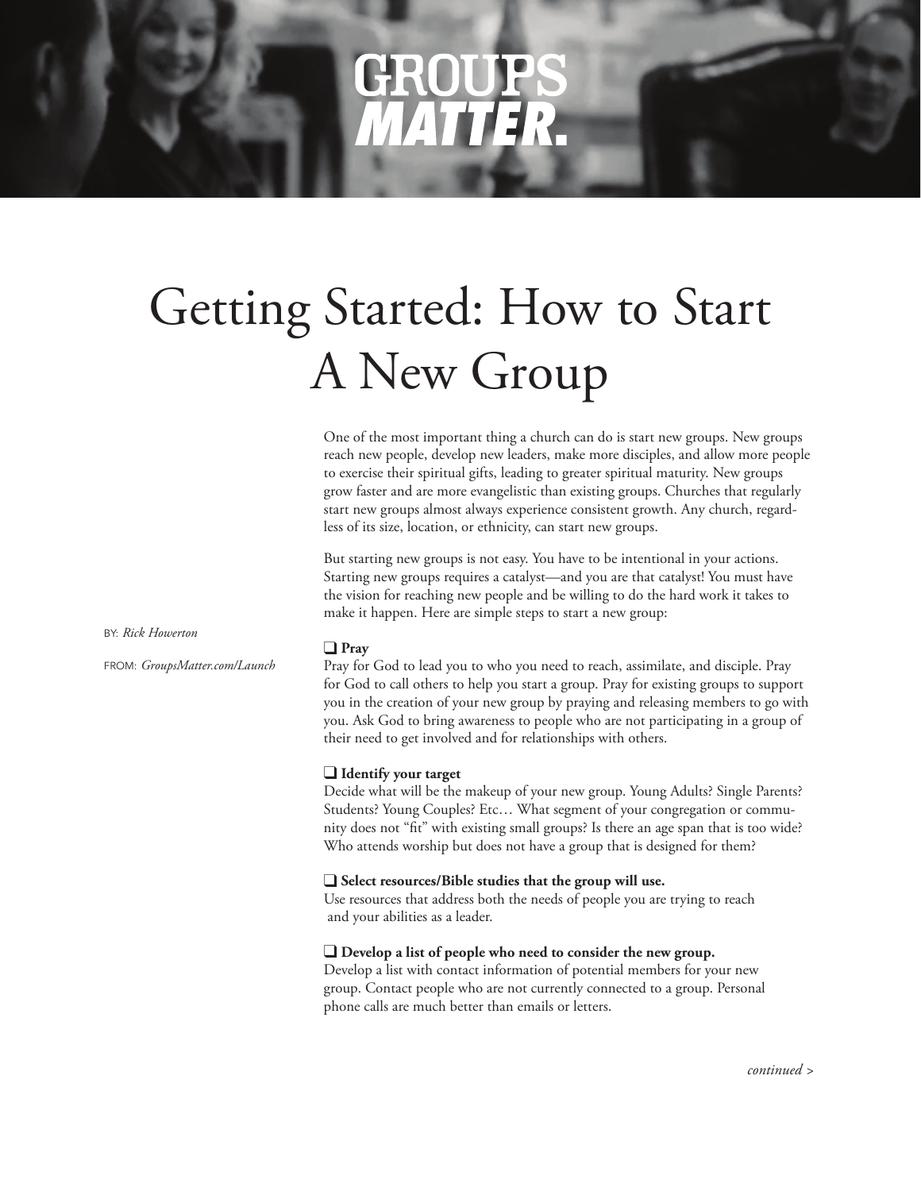GROUPS
**MATTER.**

# Getting Started: How to Start A New Group

BY: *Rick Howerton*

FROM: *GroupsMatter.com/Launch*

One of the most important thing a church can do is start new groups. New groups reach new people, develop new leaders, make more disciples, and allow more people to exercise their spiritual gifts, leading to greater spiritual maturity. New groups grow faster and are more evangelistic than existing groups. Churches that regularly start new groups almost always experience consistent growth. Any church, regardless of its size, location, or ethnicity, can start new groups.

But starting new groups is not easy. You have to be intentional in your actions. Starting new groups requires a catalyst—and you are that catalyst! You must have the vision for reaching new people and be willing to do the hard work it takes to make it happen. Here are simple steps to start a new group:

❑ **Pray**

Pray for God to lead you to who you need to reach, assimilate, and disciple. Pray for God to call others to help you start a group. Pray for existing groups to support you in the creation of your new group by praying and releasing members to go with you. Ask God to bring awareness to people who are not participating in a group of their need to get involved and for relationships with others.

❑ **Identify your target**

Decide what will be the makeup of your new group. Young Adults? Single Parents? Students? Young Couples? Etc… What segment of your congregation or community does not "fit" with existing small groups? Is there an age span that is too wide? Who attends worship but does not have a group that is designed for them?

❑ **Select resources/Bible studies that the group will use.**

Use resources that address both the needs of people you are trying to reach and your abilities as a leader.

❑ **Develop a list of people who need to consider the new group.**

Develop a list with contact information of potential members for your new group. Contact people who are not currently connected to a group. Personal phone calls are much better than emails or letters.

*continued >*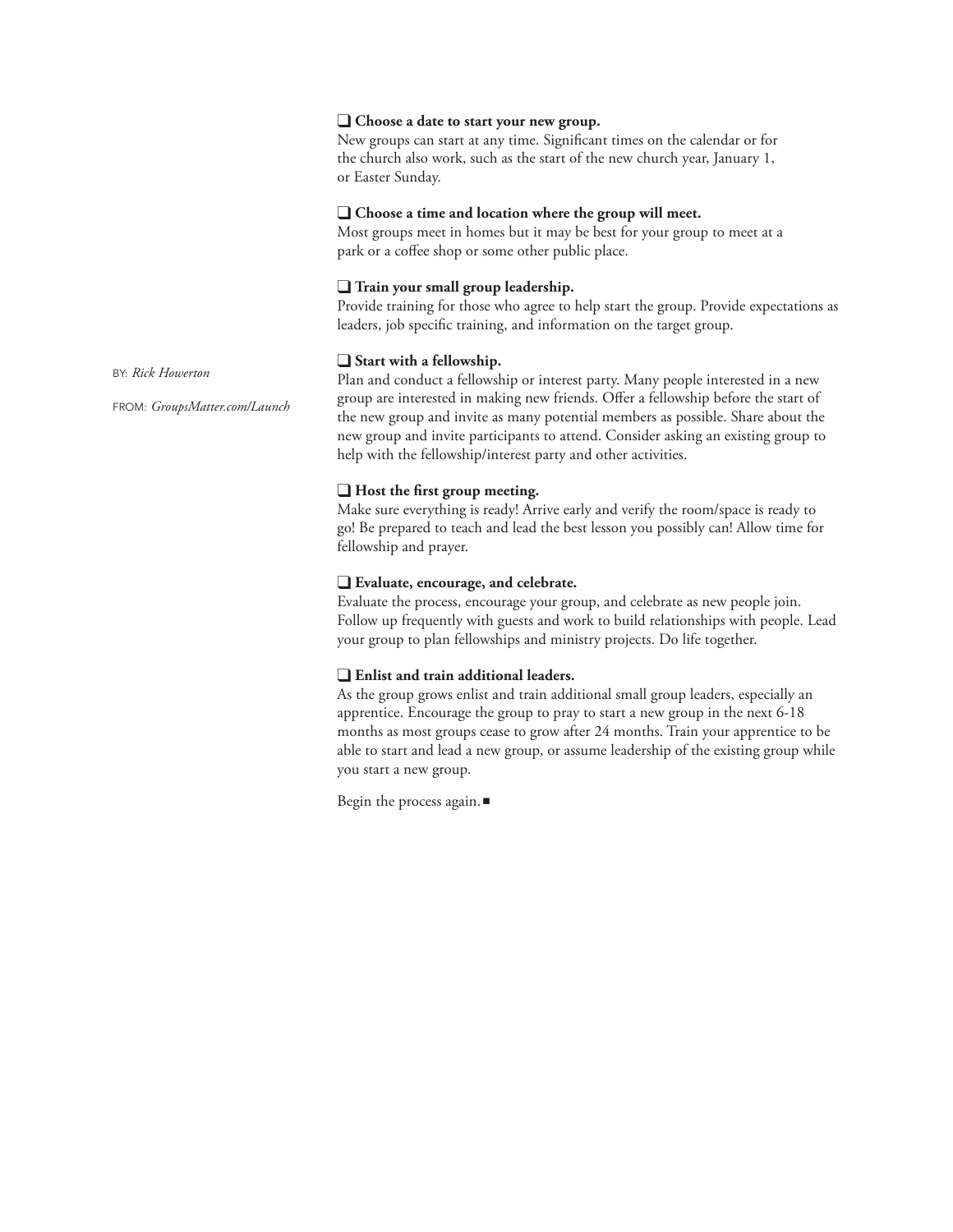BY: *Rick Howerton*

FROM: *GroupsMatter.com/Launch*

❑ **Choose a date to start your new group.**
New groups can start at any time. Significant times on the calendar or for the church also work, such as the start of the new church year, January 1, or Easter Sunday.

❑ **Choose a time and location where the group will meet.**
Most groups meet in homes but it may be best for your group to meet at a park or a coffee shop or some other public place.

❑ **Train your small group leadership.**
Provide training for those who agree to help start the group. Provide expectations as leaders, job specific training, and information on the target group.

❑ **Start with a fellowship.**
Plan and conduct a fellowship or interest party. Many people interested in a new group are interested in making new friends. Offer a fellowship before the start of the new group and invite as many potential members as possible. Share about the new group and invite participants to attend. Consider asking an existing group to help with the fellowship/interest party and other activities.

❑ **Host the first group meeting.**
Make sure everything is ready! Arrive early and verify the room/space is ready to go! Be prepared to teach and lead the best lesson you possibly can! Allow time for fellowship and prayer.

❑ **Evaluate, encourage, and celebrate.**
Evaluate the process, encourage your group, and celebrate as new people join. Follow up frequently with guests and work to build relationships with people. Lead your group to plan fellowships and ministry projects. Do life together.

❑ **Enlist and train additional leaders.**
As the group grows enlist and train additional small group leaders, especially an apprentice. Encourage the group to pray to start a new group in the next 6-18 months as most groups cease to grow after 24 months. Train your apprentice to be able to start and lead a new group, or assume leadership of the existing group while you start a new group.

Begin the process again. ■